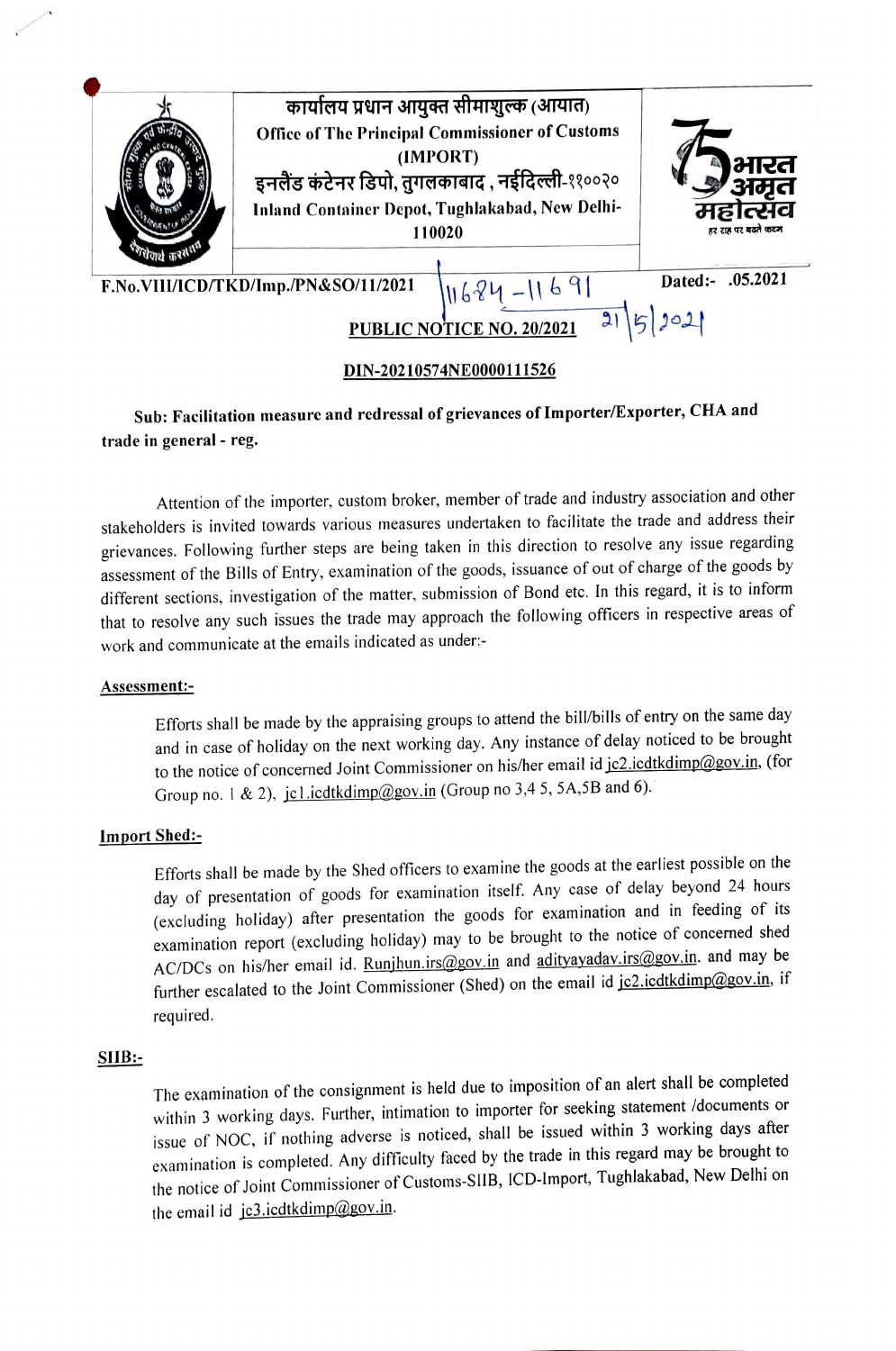कार्यालय प्रधान आयुक्त सीमाशुल्क (आयात)

**Office of The Principal Commissioner of Customs (IMPORT)**

इनलैंड कंटेनर डिपो, तुगलकाबाद , नईदिल्ली-११००२०

**Inland Container Depot, Tughlakabad, New Delhi-110020**

**F.No.VIII/ICD/TKD/Imp./PN&SO/11/2021** 11684-11691 **Dated:- .05.2021** 21/5/2021

**PUBLIC NOTICE NO. 20/2021**

**DIN-20210574NE0000111526**

**Sub: Facilitation measure and redressal of grievances of Importer/Exporter, CHA and trade in general - reg.**

Attention of the importer, custom broker, member of trade and industry association and other stakeholders is invited towards various measures undertaken to facilitate the trade and address their grievances. Following further steps are being taken in this direction to resolve any issue regarding assessment of the Bills of Entry, examination of the goods, issuance of out of charge of the goods by different sections, investigation of the matter, submission of Bond etc. In this regard, it is to inform that to resolve any such issues the trade may approach the following officers in respective areas of work and communicate at the emails indicated as under:-

**Assessment:-**

Efforts shall be made by the appraising groups to attend the bill/bills of entry on the same day and in case of holiday on the next working day. Any instance of delay noticed to be brought to the notice of concerned Joint Commissioner on his/her email id jc2.icdtkdimp@gov.in, (for Group no. 1 & 2), jc1.icdtkdimp@gov.in (Group no 3,4 5, 5A,5B and 6).

**Import Shed:-**

Efforts shall be made by the Shed officers to examine the goods at the earliest possible on the day of presentation of goods for examination itself. Any case of delay beyond 24 hours (excluding holiday) after presentation the goods for examination and in feeding of its examination report (excluding holiday) may to be brought to the notice of concerned shed AC/DCs on his/her email id. Runjhun.irs@gov.in and adityayadav.irs@gov.in. and may be further escalated to the Joint Commissioner (Shed) on the email id jc2.icdtkdimp@gov.in, if required.

**SIIB:-**

The examination of the consignment is held due to imposition of an alert shall be completed within 3 working days. Further, intimation to importer for seeking statement /documents or issue of NOC, if nothing adverse is noticed, shall be issued within 3 working days after examination is completed. Any difficulty faced by the trade in this regard may be brought to the notice of Joint Commissioner of Customs-SIIB, ICD-Import, Tughlakabad, New Delhi on the email id jc3.icdtkdimp@gov.in.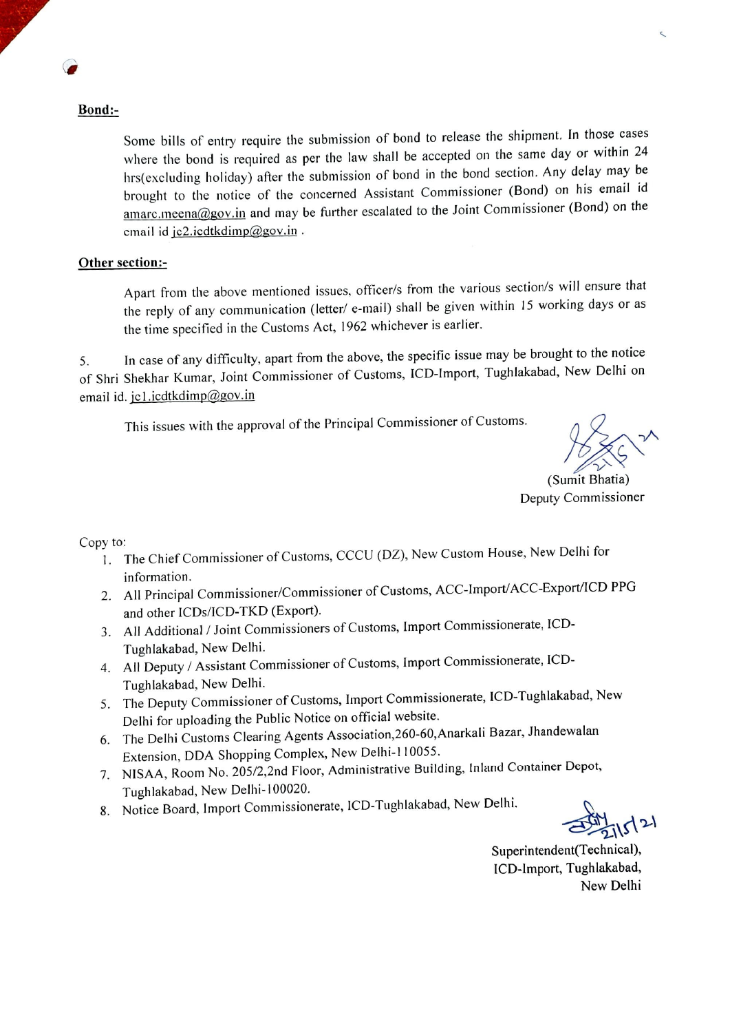**Bond:-**

Some bills of entry require the submission of bond to release the shipment. In those cases where the bond is required as per the law shall be accepted on the same day or within 24 hrs(excluding holiday) after the submission of bond in the bond section. Any delay may be brought to the notice of the concerned Assistant Commissioner (Bond) on his email id amarc.meena@gov.in and may be further escalated to the Joint Commissioner (Bond) on the email id jc2.icdtkdimp@gov.in .

**Other section:-**

Apart from the above mentioned issues, officer/s from the various section/s will ensure that the reply of any communication (letter/ e-mail) shall be given within 15 working days or as the time specified in the Customs Act, 1962 whichever is earlier.

5. In case of any difficulty, apart from the above, the specific issue may be brought to the notice of Shri Shekhar Kumar, Joint Commissioner of Customs, ICD-Import, Tughlakabad, New Delhi on email id. jc1.icdtkdimp@gov.in

This issues with the approval of the Principal Commissioner of Customs.

(Sumit Bhatia)
Deputy Commissioner

Copy to:

1. The Chief Commissioner of Customs, CCCU (DZ), New Custom House, New Delhi for information.
2. All Principal Commissioner/Commissioner of Customs, ACC-Import/ACC-Export/ICD PPG and other ICDs/ICD-TKD (Export).
3. All Additional / Joint Commissioners of Customs, Import Commissionerate, ICD-Tughlakabad, New Delhi.
4. All Deputy / Assistant Commissioner of Customs, Import Commissionerate, ICD-Tughlakabad, New Delhi.
5. The Deputy Commissioner of Customs, Import Commissionerate, ICD-Tughlakabad, New Delhi for uploading the Public Notice on official website.
6. The Delhi Customs Clearing Agents Association,260-60,Anarkali Bazar, Jhandewalan Extension, DDA Shopping Complex, New Delhi-110055.
7. NISAA, Room No. 205/2,2nd Floor, Administrative Building, Inland Container Depot, Tughlakabad, New Delhi-100020.
8. Notice Board, Import Commissionerate, ICD-Tughlakabad, New Delhi.

21/5/21

Superintendent(Technical),
ICD-Import, Tughlakabad,
New Delhi